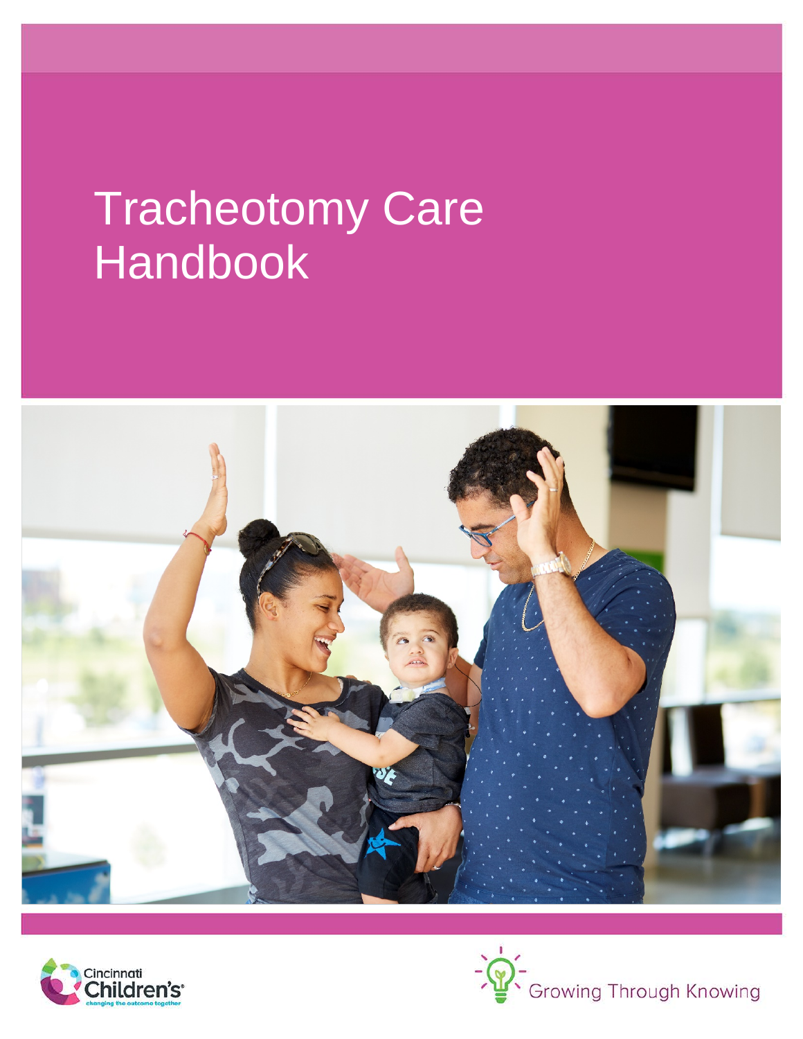# Tracheotomy Care Handbook

Cincinnati Children's
changing the outcome together

Growing Through Knowing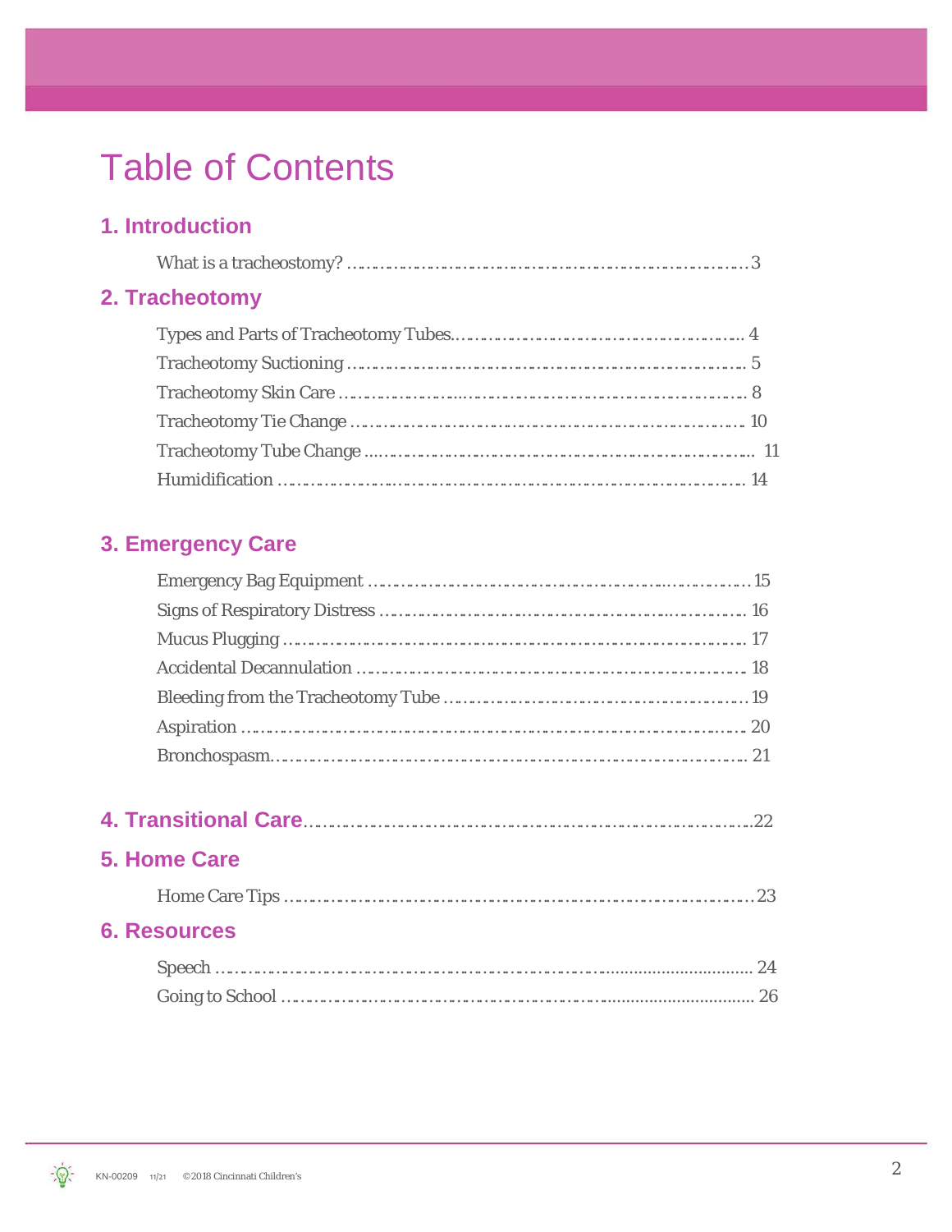# Table of Contents

## 1. Introduction

What is a tracheostomy? ........................................................................ 3

## 2. Tracheotomy

Types and Parts of Tracheotomy Tubes.................................................. 4

Tracheotomy Suctioning ......................................................................... 5

Tracheotomy Skin Care ........................................................................... 8

Tracheotomy Tie Change ........................................................................ 10

Tracheotomy Tube Change ..................................................................... 11

Humidification ......................................................................................... 14

## 3. Emergency Care

Emergency Bag Equipment ...................................................................... 15

Signs of Respiratory Distress .................................................................. 16

Mucus Plugging ....................................................................................... 17

Accidental Decannulation ........................................................................ 18

Bleeding from the Tracheotomy Tube ...................................................... 19

Aspiration ................................................................................................. 20

Bronchospasm.......................................................................................... 21

## 4. Transitional Care ................................................................................. 22

## 5. Home Care

Home Care Tips ........................................................................................ 23

## 6. Resources

Speech ...................................................................................................... 24

Going to School ........................................................................................ 26

KN-00209 11/21 ©2018 Cincinnati Children's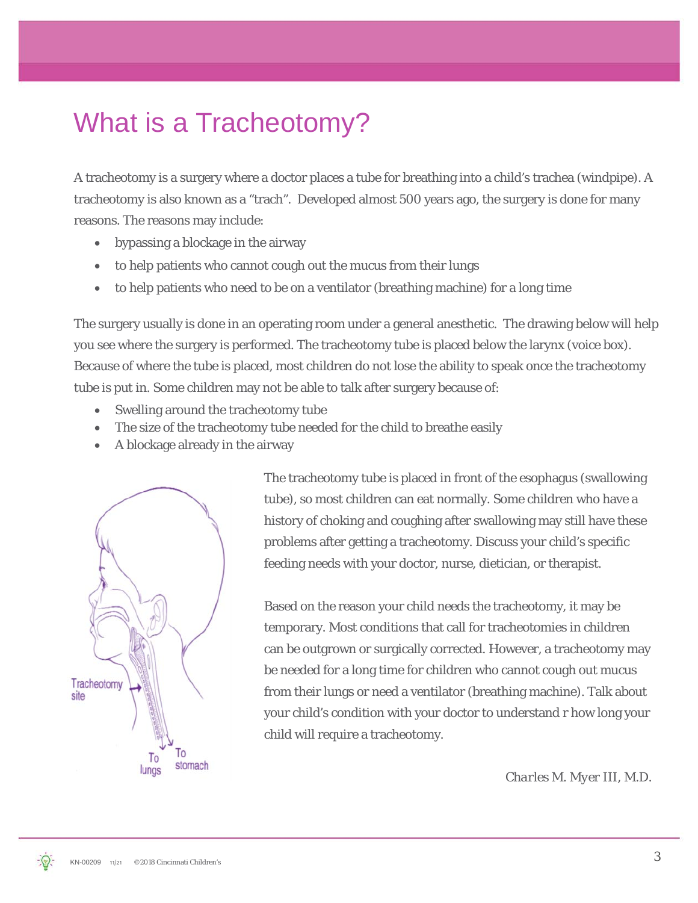# What is a Tracheotomy?

A tracheotomy is a surgery where a doctor places a tube for breathing into a child's trachea (windpipe). A tracheotomy is also known as a "trach". Developed almost 500 years ago, the surgery is done for many reasons. The reasons may include:

- bypassing a blockage in the airway
- to help patients who cannot cough out the mucus from their lungs
- to help patients who need to be on a ventilator (breathing machine) for a long time

The surgery usually is done in an operating room under a general anesthetic. The drawing below will help you see where the surgery is performed. The tracheotomy tube is placed below the larynx (voice box). Because of where the tube is placed, most children do not lose the ability to speak once the tracheotomy tube is put in. Some children may not be able to talk after surgery because of:

- Swelling around the tracheotomy tube
- The size of the tracheotomy tube needed for the child to breathe easily
- A blockage already in the airway

Tracheotomy site

To lungs

To stomach

The tracheotomy tube is placed in front of the esophagus (swallowing tube), so most children can eat normally. Some children who have a history of choking and coughing after swallowing may still have these problems after getting a tracheotomy. Discuss your child's specific feeding needs with your doctor, nurse, dietician, or therapist.

Based on the reason your child needs the tracheotomy, it may be temporary. Most conditions that call for tracheotomies in children can be outgrown or surgically corrected. However, a tracheotomy may be needed for a long time for children who cannot cough out mucus from their lungs or need a ventilator (breathing machine). Talk about your child's condition with your doctor to understand r how long your child will require a tracheotomy.

*Charles M. Myer III, M.D.*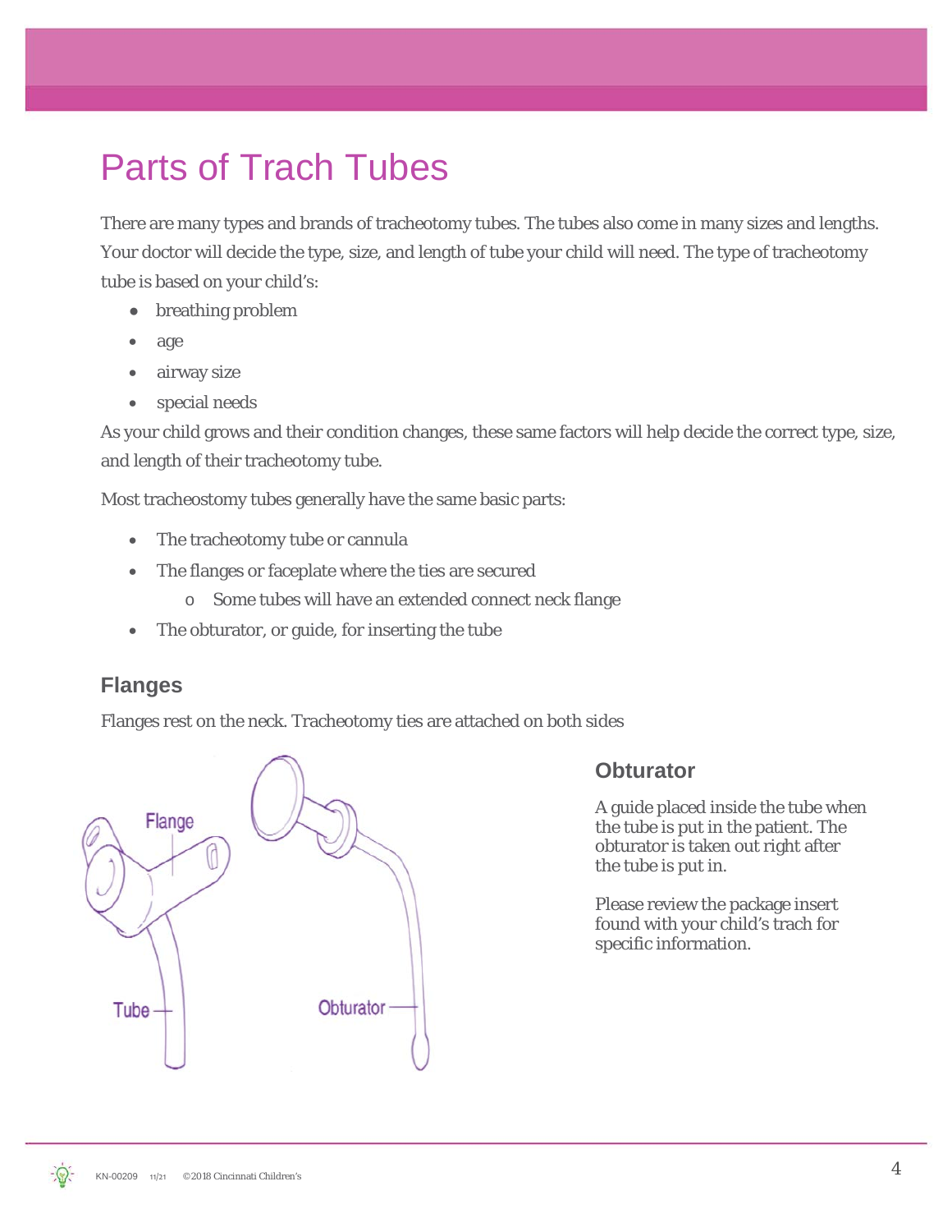# Parts of Trach Tubes

There are many types and brands of tracheotomy tubes. The tubes also come in many sizes and lengths. Your doctor will decide the type, size, and length of tube your child will need. The type of tracheotomy tube is based on your child's:

- breathing problem
- age
- airway size
- special needs

As your child grows and their condition changes, these same factors will help decide the correct type, size, and length of their tracheotomy tube.

Most tracheostomy tubes generally have the same basic parts:

- The tracheotomy tube or cannula
- The flanges or faceplate where the ties are secured
  - Some tubes will have an extended connect neck flange
- The obturator, or guide, for inserting the tube

## Flanges

Flanges rest on the neck. Tracheotomy ties are attached on both sides

Flange

Tube

Obturator

## Obturator

A guide placed inside the tube when the tube is put in the patient. The obturator is taken out right after the tube is put in.

Please review the package insert found with your child's trach for specific information.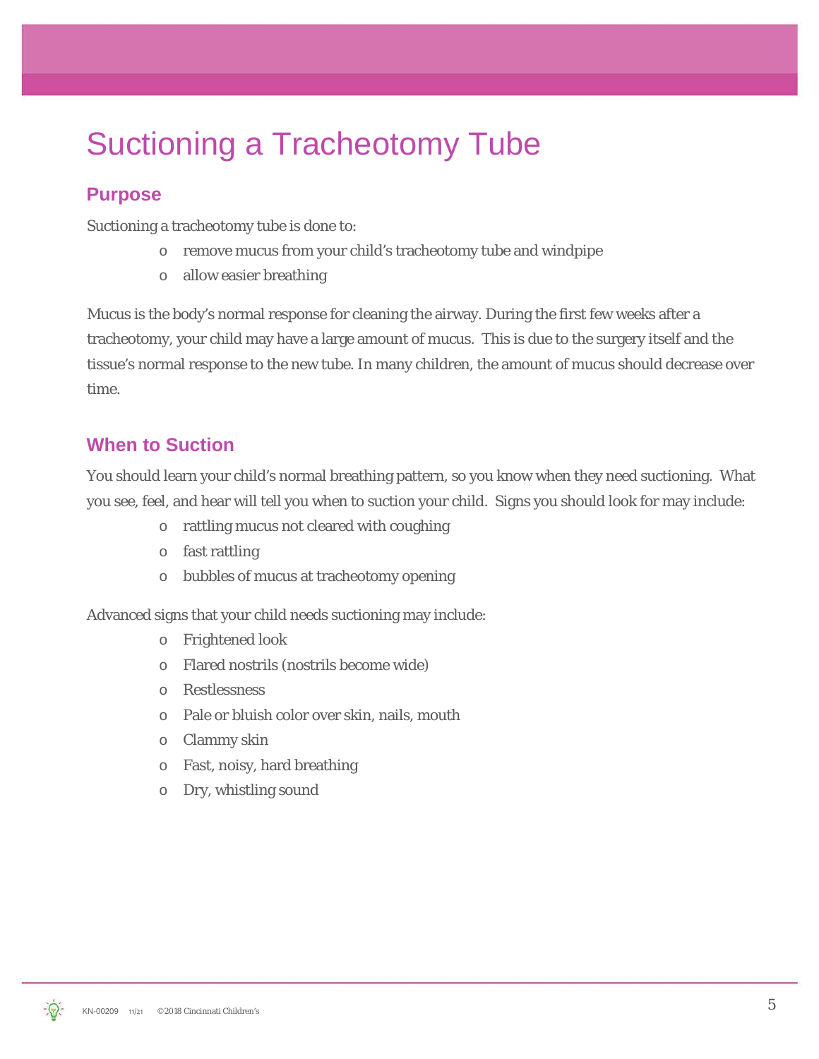# Suctioning a Tracheotomy Tube

## Purpose

Suctioning a tracheotomy tube is done to:

- remove mucus from your child's tracheotomy tube and windpipe
- allow easier breathing

Mucus is the body's normal response for cleaning the airway. During the first few weeks after a tracheotomy, your child may have a large amount of mucus. This is due to the surgery itself and the tissue's normal response to the new tube. In many children, the amount of mucus should decrease over time.

## When to Suction

You should learn your child's normal breathing pattern, so you know when they need suctioning. What you see, feel, and hear will tell you when to suction your child. Signs you should look for may include:

- rattling mucus not cleared with coughing
- fast rattling
- bubbles of mucus at tracheotomy opening

Advanced signs that your child needs suctioning may include:

- Frightened look
- Flared nostrils (nostrils become wide)
- Restlessness
- Pale or bluish color over skin, nails, mouth
- Clammy skin
- Fast, noisy, hard breathing
- Dry, whistling sound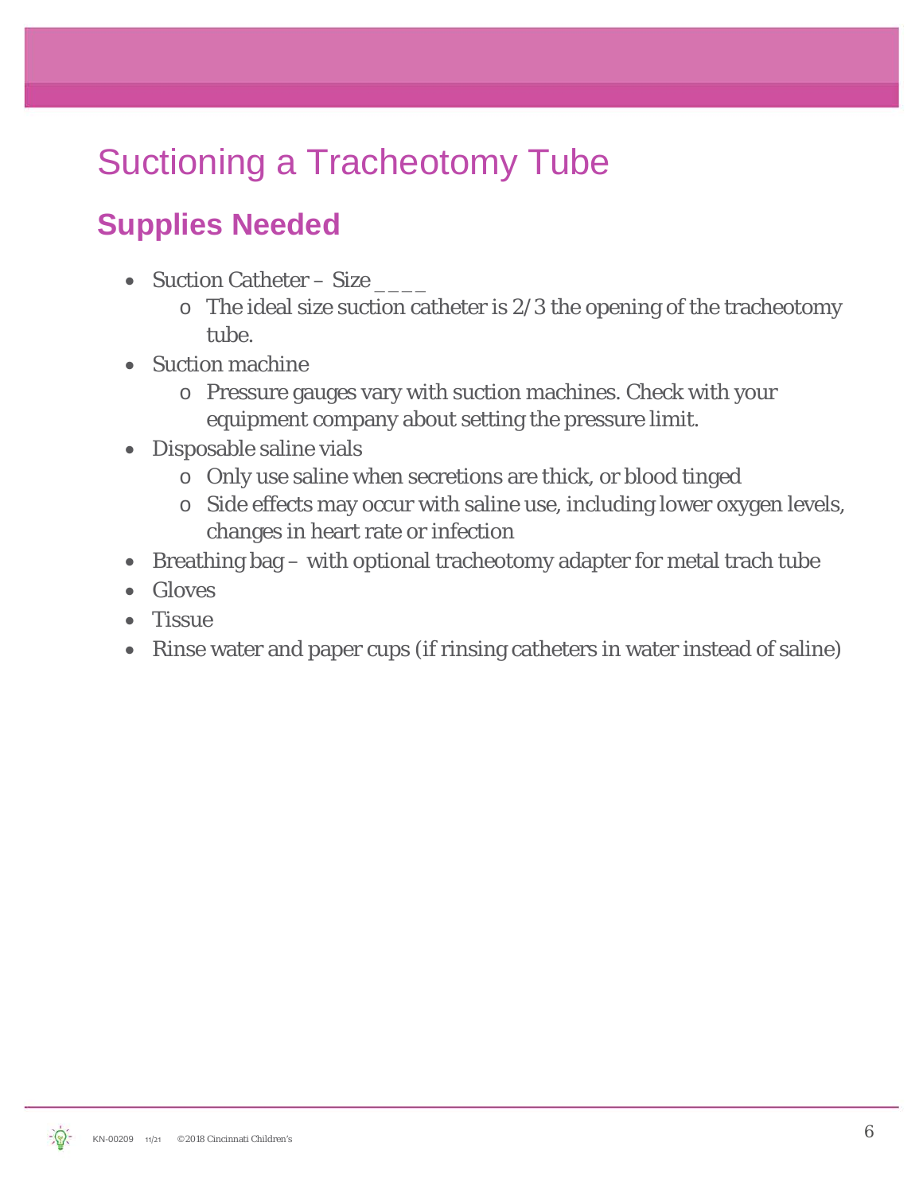# Suctioning a Tracheotomy Tube

## Supplies Needed

- Suction Catheter – Size ____
  - The ideal size suction catheter is 2/3 the opening of the tracheotomy tube.
- Suction machine
  - Pressure gauges vary with suction machines. Check with your equipment company about setting the pressure limit.
- Disposable saline vials
  - Only use saline when secretions are thick, or blood tinged
  - Side effects may occur with saline use, including lower oxygen levels, changes in heart rate or infection
- Breathing bag – with optional tracheotomy adapter for metal trach tube
- Gloves
- Tissue
- Rinse water and paper cups (if rinsing catheters in water instead of saline)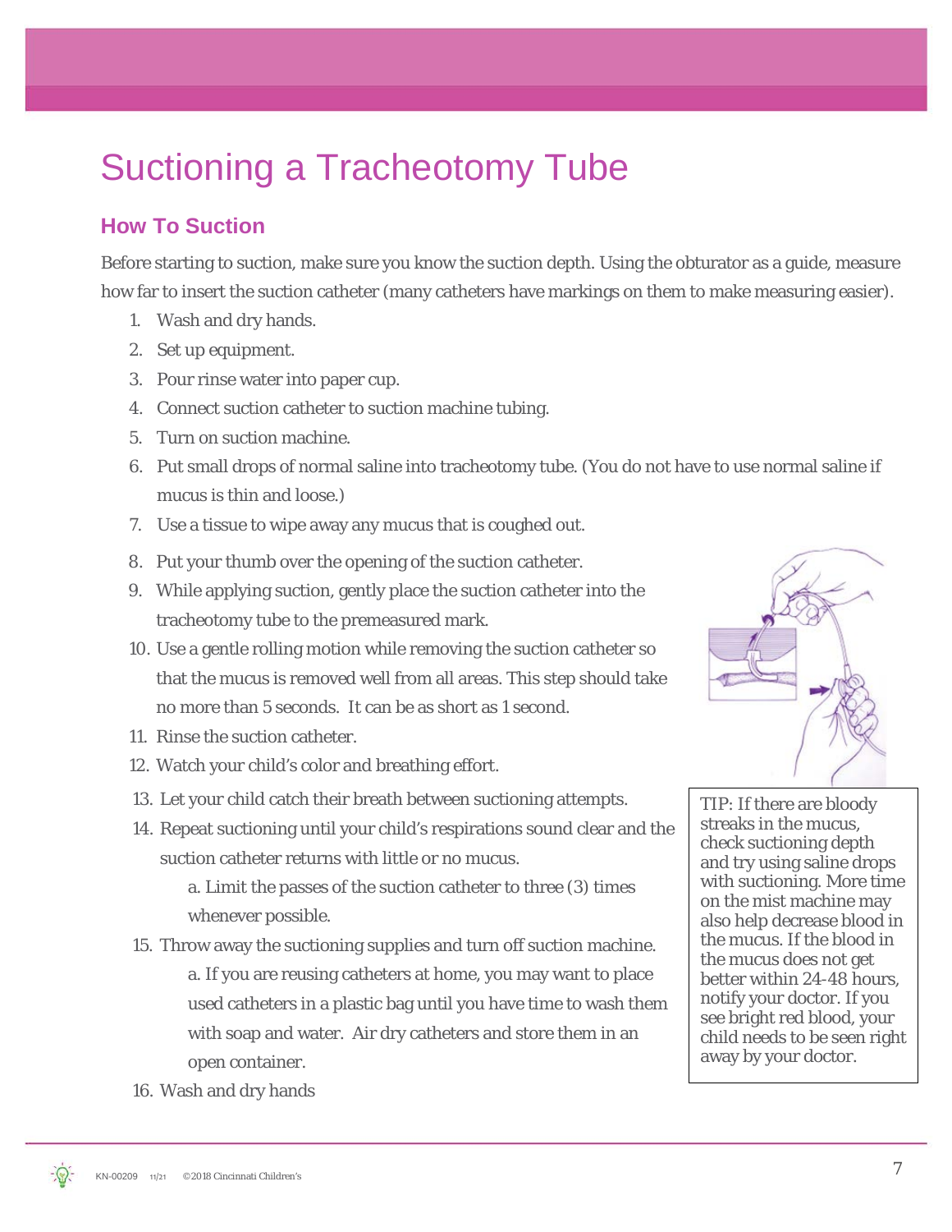// Suctioning a Tracheotomy Tube

## How To Suction

Before starting to suction, make sure you know the suction depth. Using the obturator as a guide, measure how far to insert the suction catheter (many catheters have markings on them to make measuring easier).

1. Wash and dry hands.
2. Set up equipment.
3. Pour rinse water into paper cup.
4. Connect suction catheter to suction machine tubing.
5. Turn on suction machine.
6. Put small drops of normal saline into tracheotomy tube. (You do not have to use normal saline if mucus is thin and loose.)
7. Use a tissue to wipe away any mucus that is coughed out.
8. Put your thumb over the opening of the suction catheter.
9. While applying suction, gently place the suction catheter into the tracheotomy tube to the premeasured mark.
10. Use a gentle rolling motion while removing the suction catheter so that the mucus is removed well from all areas. This step should take no more than 5 seconds. It can be as short as 1 second.
11. Rinse the suction catheter.
12. Watch your child's color and breathing effort.
13. Let your child catch their breath between suctioning attempts.
14. Repeat suctioning until your child's respirations sound clear and the suction catheter returns with little or no mucus.
    a. Limit the passes of the suction catheter to three (3) times whenever possible.
15. Throw away the suctioning supplies and turn off suction machine.
    a. If you are reusing catheters at home, you may want to place used catheters in a plastic bag until you have time to wash them with soap and water. Air dry catheters and store them in an open container.
16. Wash and dry hands

TIP: If there are bloody streaks in the mucus, check suctioning depth and try using saline drops with suctioning. More time on the mist machine may also help decrease blood in the mucus. If the blood in the mucus does not get better within 24-48 hours, notify your doctor. If you see bright red blood, your child needs to be seen right away by your doctor.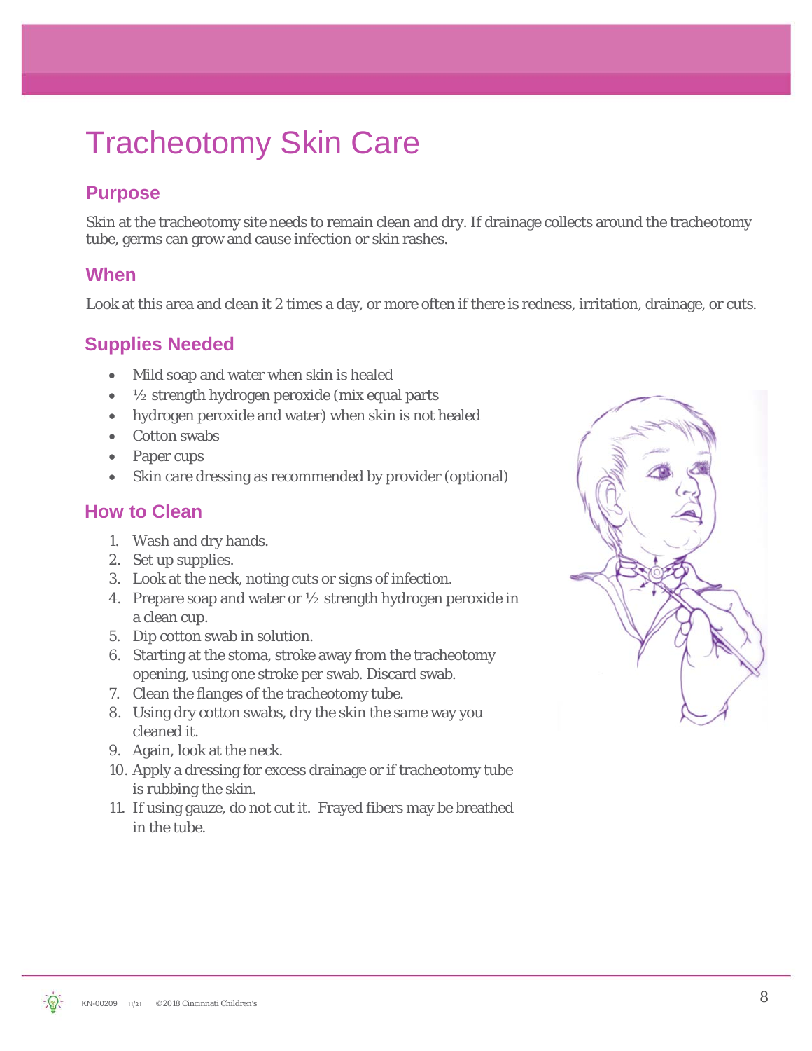# Tracheotomy Skin Care

## Purpose

Skin at the tracheotomy site needs to remain clean and dry. If drainage collects around the tracheotomy tube, germs can grow and cause infection or skin rashes.

## When

Look at this area and clean it 2 times a day, or more often if there is redness, irritation, drainage, or cuts.

## Supplies Needed

- Mild soap and water when skin is healed
- ½ strength hydrogen peroxide (mix equal parts
- hydrogen peroxide and water) when skin is not healed
- Cotton swabs
- Paper cups
- Skin care dressing as recommended by provider (optional)

## How to Clean

1. Wash and dry hands.
2. Set up supplies.
3. Look at the neck, noting cuts or signs of infection.
4. Prepare soap and water or ½ strength hydrogen peroxide in a clean cup.
5. Dip cotton swab in solution.
6. Starting at the stoma, stroke away from the tracheotomy opening, using one stroke per swab. Discard swab.
7. Clean the flanges of the tracheotomy tube.
8. Using dry cotton swabs, dry the skin the same way you cleaned it.
9. Again, look at the neck.
10. Apply a dressing for excess drainage or if tracheotomy tube is rubbing the skin.
11. If using gauze, do not cut it. Frayed fibers may be breathed in the tube.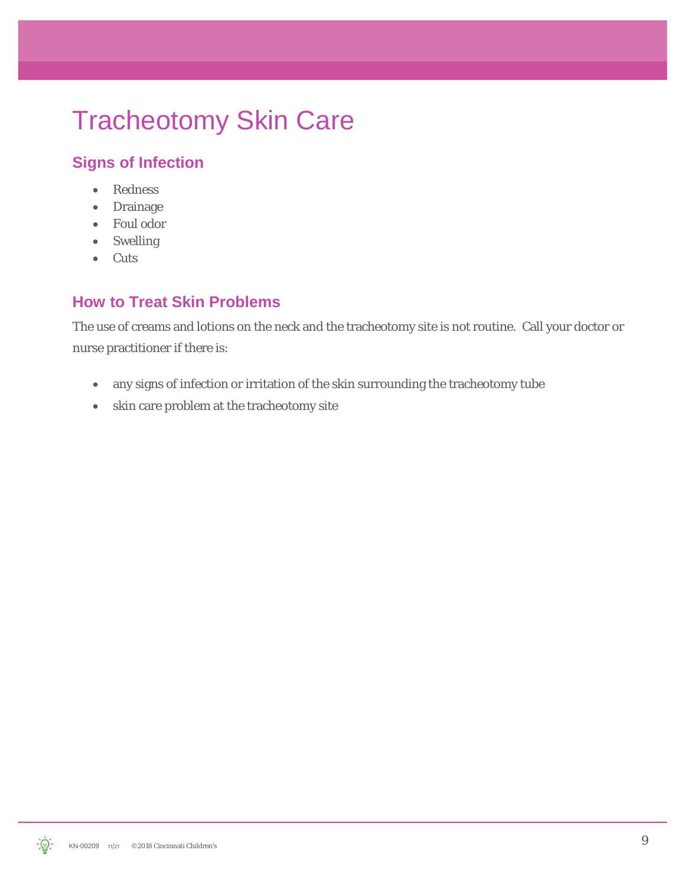# Tracheotomy Skin Care

## Signs of Infection

- Redness
- Drainage
- Foul odor
- Swelling
- Cuts

## How to Treat Skin Problems

The use of creams and lotions on the neck and the tracheotomy site is not routine. Call your doctor or nurse practitioner if there is:

- any signs of infection or irritation of the skin surrounding the tracheotomy tube
- skin care problem at the tracheotomy site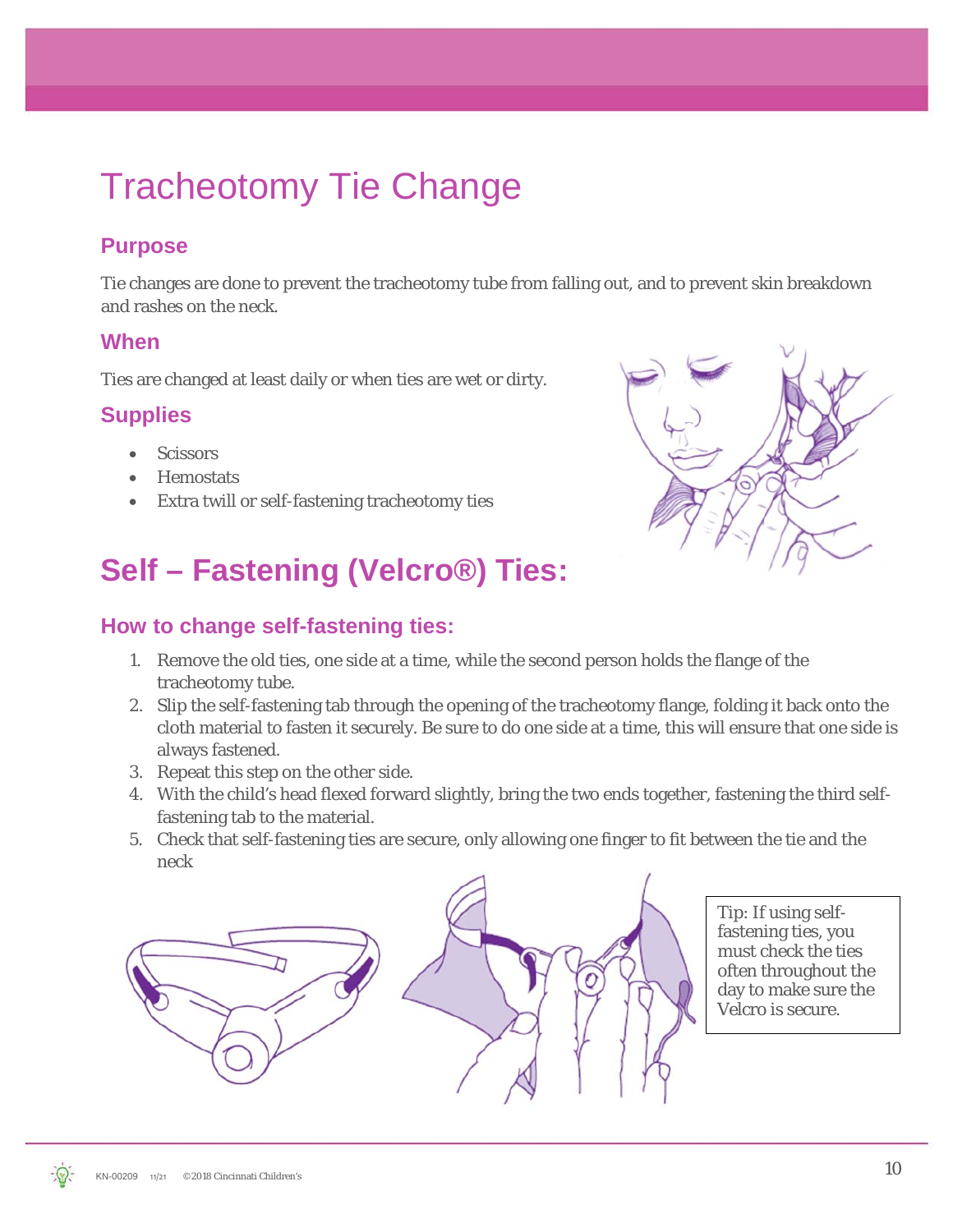# Tracheotomy Tie Change

## Purpose

Tie changes are done to prevent the tracheotomy tube from falling out, and to prevent skin breakdown and rashes on the neck.

## When

Ties are changed at least daily or when ties are wet or dirty.

## Supplies

- Scissors
- Hemostats
- Extra twill or self-fastening tracheotomy ties

# Self – Fastening (Velcro®) Ties:

## How to change self-fastening ties:

1. Remove the old ties, one side at a time, while the second person holds the flange of the tracheotomy tube.
2. Slip the self-fastening tab through the opening of the tracheotomy flange, folding it back onto the cloth material to fasten it securely. Be sure to do one side at a time, this will ensure that one side is always fastened.
3. Repeat this step on the other side.
4. With the child's head flexed forward slightly, bring the two ends together, fastening the third self-fastening tab to the material.
5. Check that self-fastening ties are secure, only allowing one finger to fit between the tie and the neck

Tip: If using self-fastening ties, you must check the ties often throughout the day to make sure the Velcro is secure.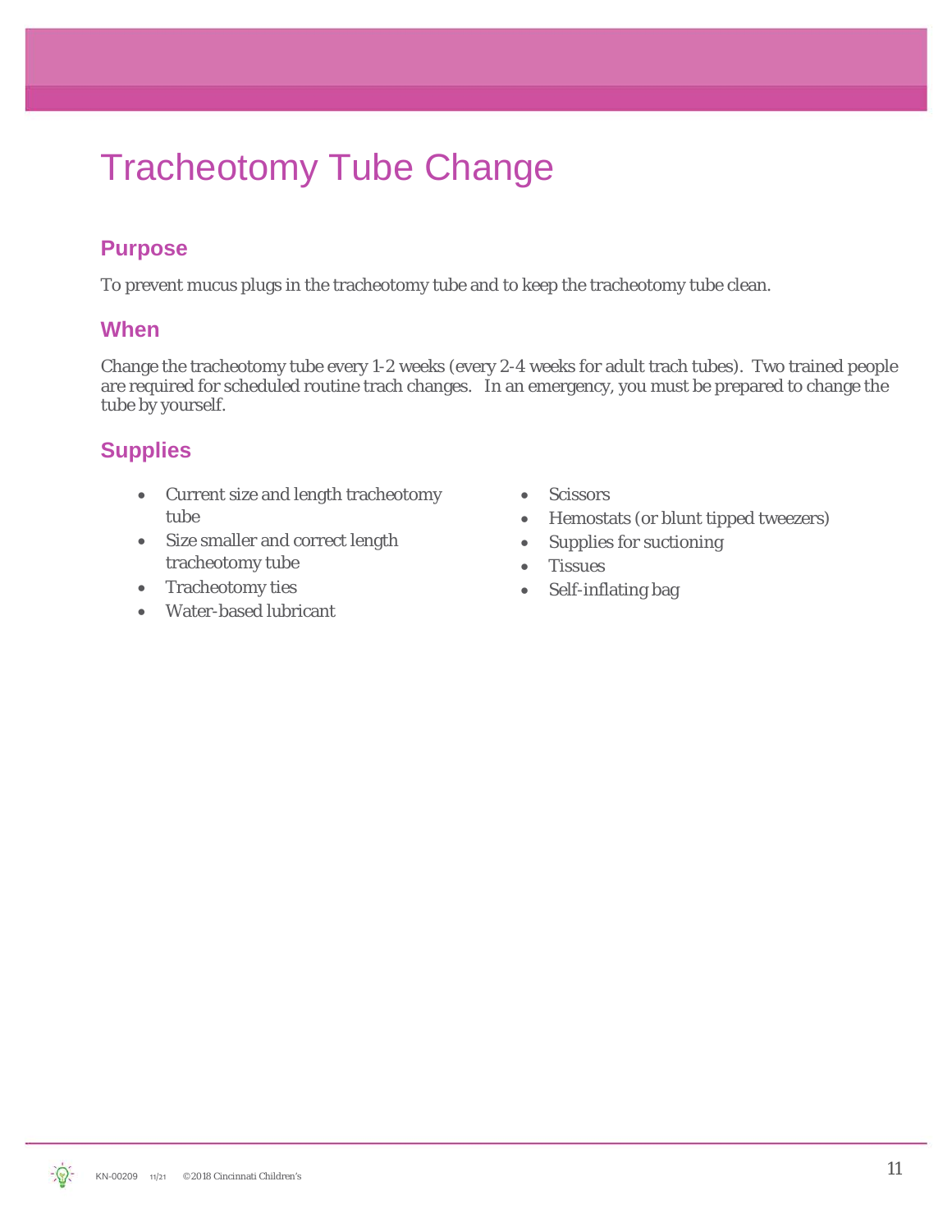# Tracheotomy Tube Change

## Purpose

To prevent mucus plugs in the tracheotomy tube and to keep the tracheotomy tube clean.

## When

Change the tracheotomy tube every 1-2 weeks (every 2-4 weeks for adult trach tubes). Two trained people are required for scheduled routine trach changes. In an emergency, you must be prepared to change the tube by yourself.

## Supplies

- Current size and length tracheotomy tube
- Size smaller and correct length tracheotomy tube
- Tracheotomy ties
- Water-based lubricant
- Scissors
- Hemostats (or blunt tipped tweezers)
- Supplies for suctioning
- Tissues
- Self-inflating bag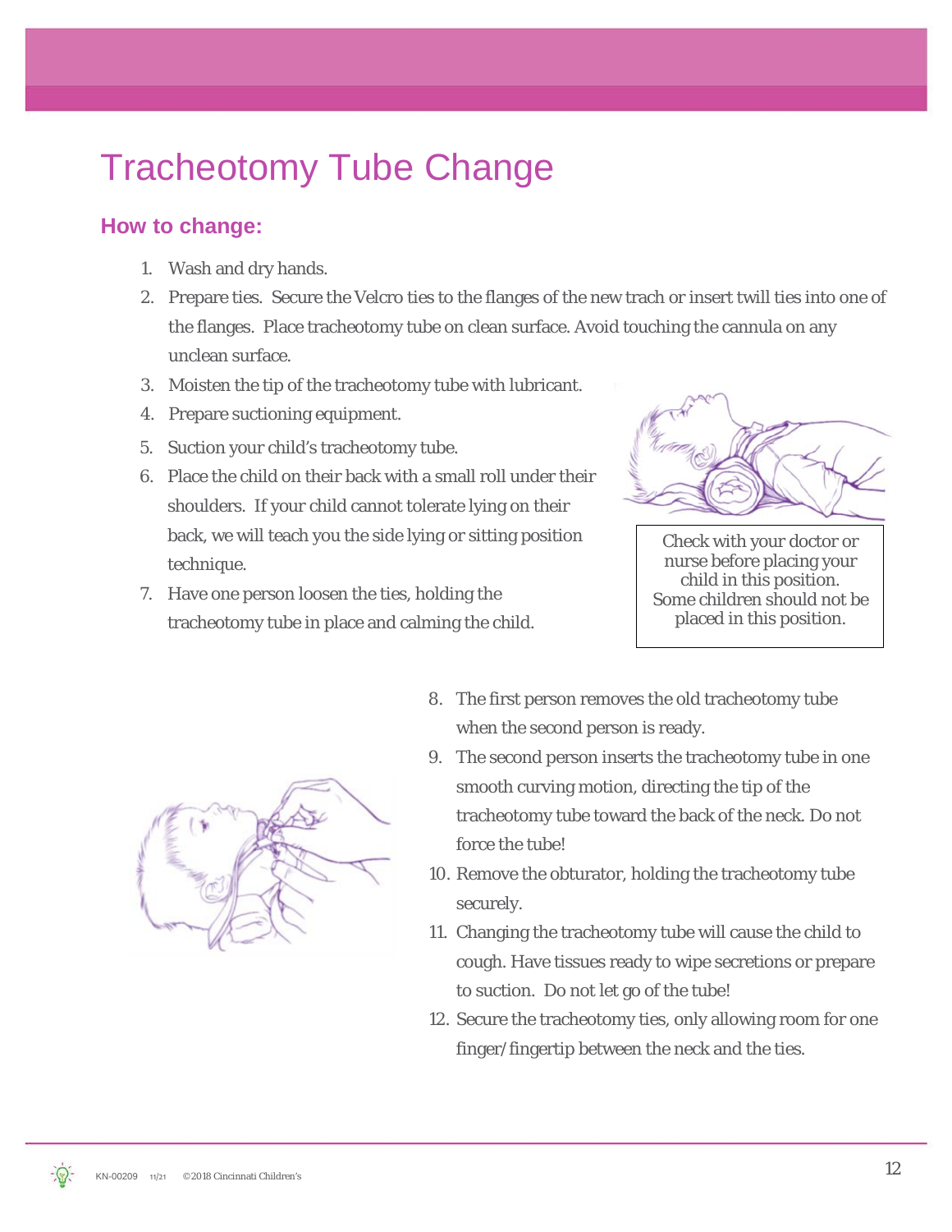# Tracheotomy Tube Change

## How to change:

1. Wash and dry hands.
2. Prepare ties. Secure the Velcro ties to the flanges of the new trach or insert twill ties into one of the flanges. Place tracheotomy tube on clean surface. Avoid touching the cannula on any unclean surface.
3. Moisten the tip of the tracheotomy tube with lubricant.
4. Prepare suctioning equipment.
5. Suction your child's tracheotomy tube.
6. Place the child on their back with a small roll under their shoulders. If your child cannot tolerate lying on their back, we will teach you the side lying or sitting position technique.
7. Have one person loosen the ties, holding the tracheotomy tube in place and calming the child.

Check with your doctor or nurse before placing your child in this position. Some children should not be placed in this position.

8. The first person removes the old tracheotomy tube when the second person is ready.
9. The second person inserts the tracheotomy tube in one smooth curving motion, directing the tip of the tracheotomy tube toward the back of the neck. Do not force the tube!
10. Remove the obturator, holding the tracheotomy tube securely.
11. Changing the tracheotomy tube will cause the child to cough. Have tissues ready to wipe secretions or prepare to suction. Do not let go of the tube!
12. Secure the tracheotomy ties, only allowing room for one finger/fingertip between the neck and the ties.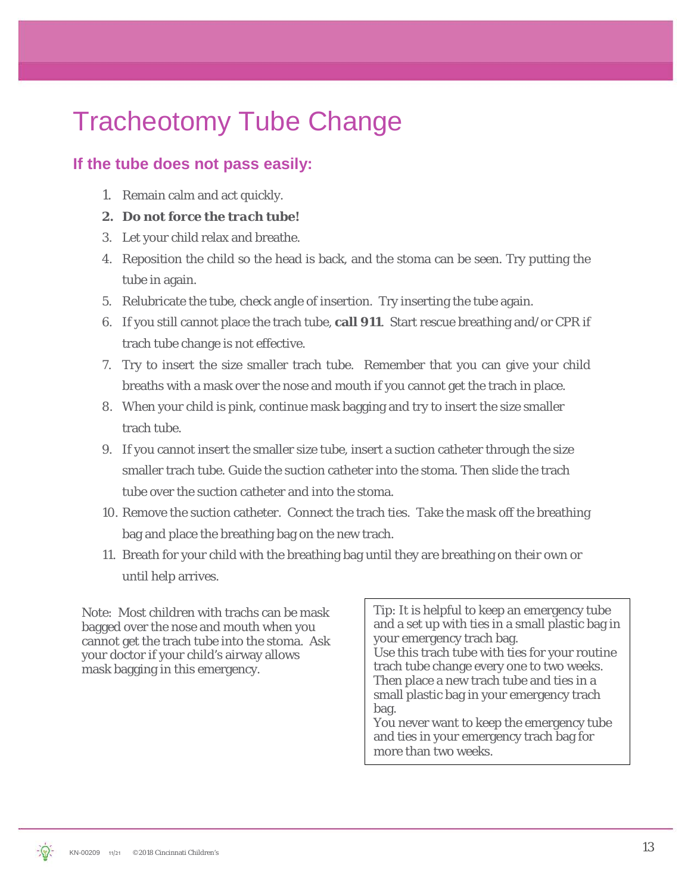# Tracheotomy Tube Change

## If the tube does not pass easily:

1. Remain calm and act quickly.
2. ***Do not force the trach tube!***
3. Let your child relax and breathe.
4. Reposition the child so the head is back, and the stoma can be seen. Try putting the tube in again.
5. Relubricate the tube, check angle of insertion. Try inserting the tube again.
6. If you still cannot place the trach tube, **call 911**. Start rescue breathing and/or CPR if trach tube change is not effective.
7. Try to insert the size smaller trach tube. Remember that you can give your child breaths with a mask over the nose and mouth if you cannot get the trach in place.
8. When your child is pink, continue mask bagging and try to insert the size smaller trach tube.
9. If you cannot insert the smaller size tube, insert a suction catheter through the size smaller trach tube. Guide the suction catheter into the stoma. Then slide the trach tube over the suction catheter and into the stoma.
10. Remove the suction catheter. Connect the trach ties. Take the mask off the breathing bag and place the breathing bag on the new trach.
11. Breath for your child with the breathing bag until they are breathing on their own or until help arrives.

Note: Most children with trachs can be mask bagged over the nose and mouth when you cannot get the trach tube into the stoma. Ask your doctor if your child's airway allows mask bagging in this emergency.

Tip: It is helpful to keep an emergency tube and a set up with ties in a small plastic bag in your emergency trach bag.
Use this trach tube with ties for your routine trach tube change every one to two weeks. Then place a new trach tube and ties in a small plastic bag in your emergency trach bag.
You never want to keep the emergency tube and ties in your emergency trach bag for more than two weeks.

KN-00209 11/21 ©2018 Cincinnati Children's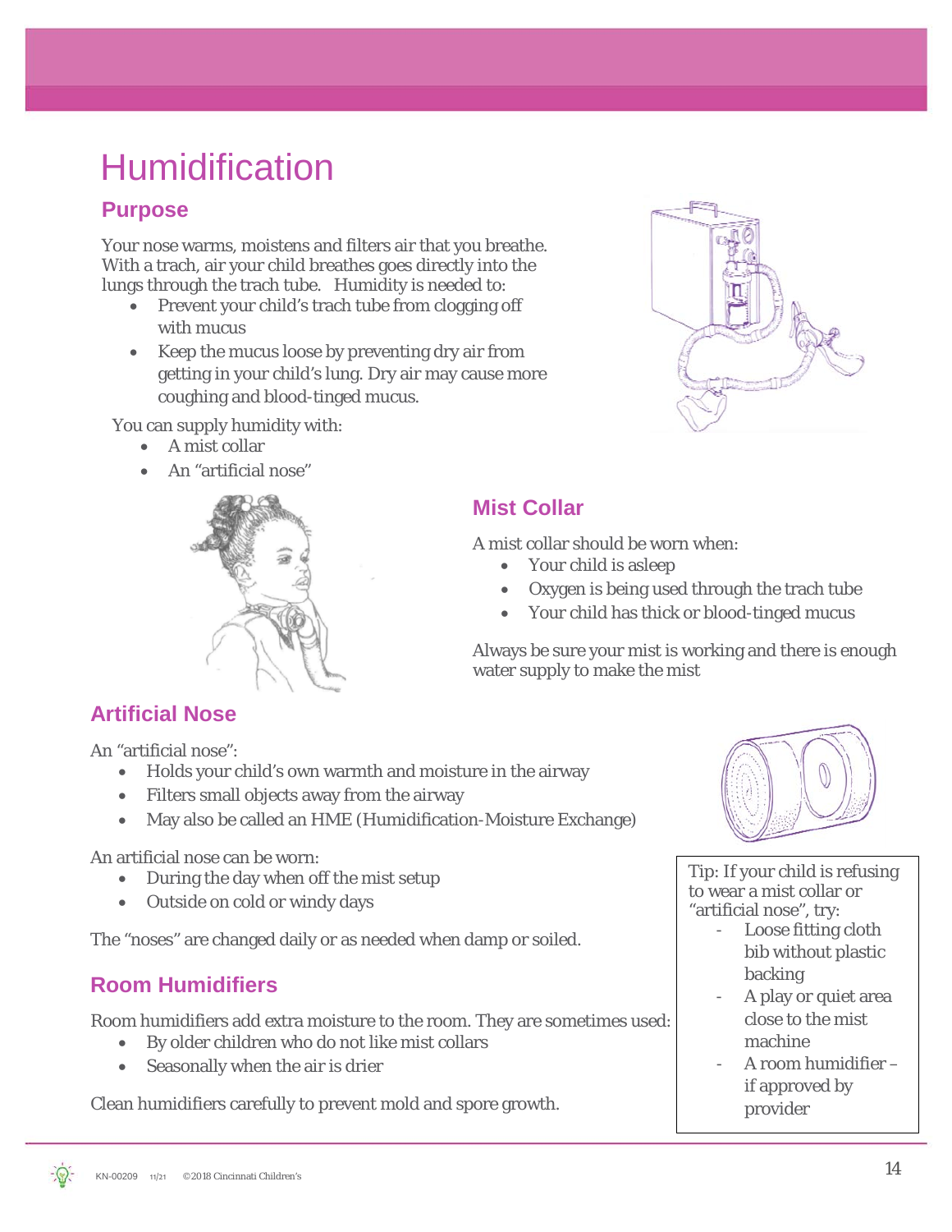# Humidification

## Purpose

Your nose warms, moistens and filters air that you breathe. With a trach, air your child breathes goes directly into the lungs through the trach tube. Humidity is needed to:

- Prevent your child's trach tube from clogging off with mucus
- Keep the mucus loose by preventing dry air from getting in your child's lung. Dry air may cause more coughing and blood-tinged mucus.

You can supply humidity with:

- A mist collar
- An "artificial nose"

## Mist Collar

A mist collar should be worn when:

- Your child is asleep
- Oxygen is being used through the trach tube
- Your child has thick or blood-tinged mucus

Always be sure your mist is working and there is enough water supply to make the mist

## Artificial Nose

An "artificial nose":

- Holds your child's own warmth and moisture in the airway
- Filters small objects away from the airway
- May also be called an HME (Humidification-Moisture Exchange)

An artificial nose can be worn:

- During the day when off the mist setup
- Outside on cold or windy days

The "noses" are changed daily or as needed when damp or soiled.

## Room Humidifiers

Room humidifiers add extra moisture to the room. They are sometimes used:

- By older children who do not like mist collars
- Seasonally when the air is drier

Clean humidifiers carefully to prevent mold and spore growth.

> Tip: If your child is refusing to wear a mist collar or "artificial nose", try:
> - Loose fitting cloth bib without plastic backing
> - A play or quiet area close to the mist machine
> - A room humidifier – if approved by provider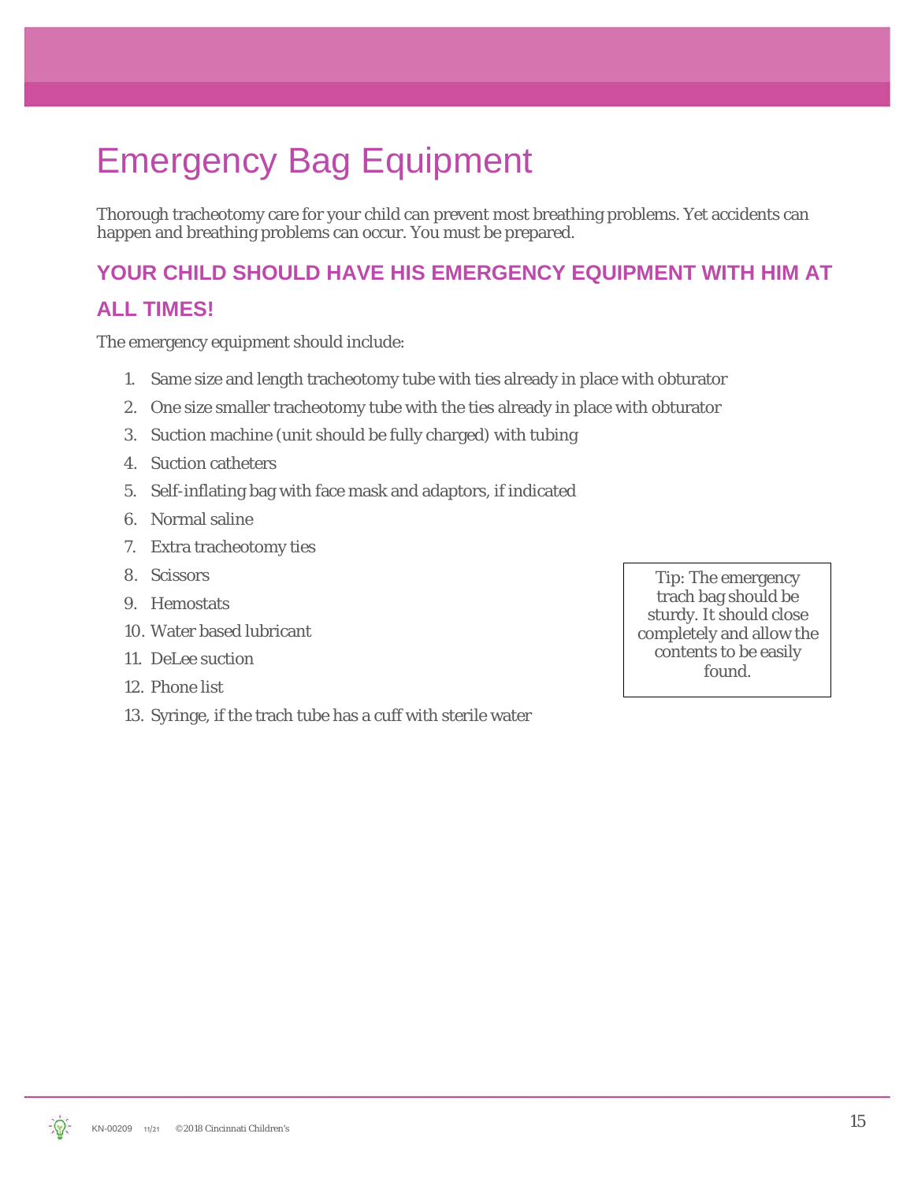# Emergency Bag Equipment

Thorough tracheotomy care for your child can prevent most breathing problems. Yet accidents can happen and breathing problems can occur. You must be prepared.

## YOUR CHILD SHOULD HAVE HIS EMERGENCY EQUIPMENT WITH HIM AT ALL TIMES!

The emergency equipment should include:

1. Same size and length tracheotomy tube with ties already in place with obturator
2. One size smaller tracheotomy tube with the ties already in place with obturator
3. Suction machine (unit should be fully charged) with tubing
4. Suction catheters
5. Self-inflating bag with face mask and adaptors, if indicated
6. Normal saline
7. Extra tracheotomy ties
8. Scissors
9. Hemostats
10. Water based lubricant
11. DeLee suction
12. Phone list
13. Syringe, if the trach tube has a cuff with sterile water

> Tip: The emergency trach bag should be sturdy. It should close completely and allow the contents to be easily found.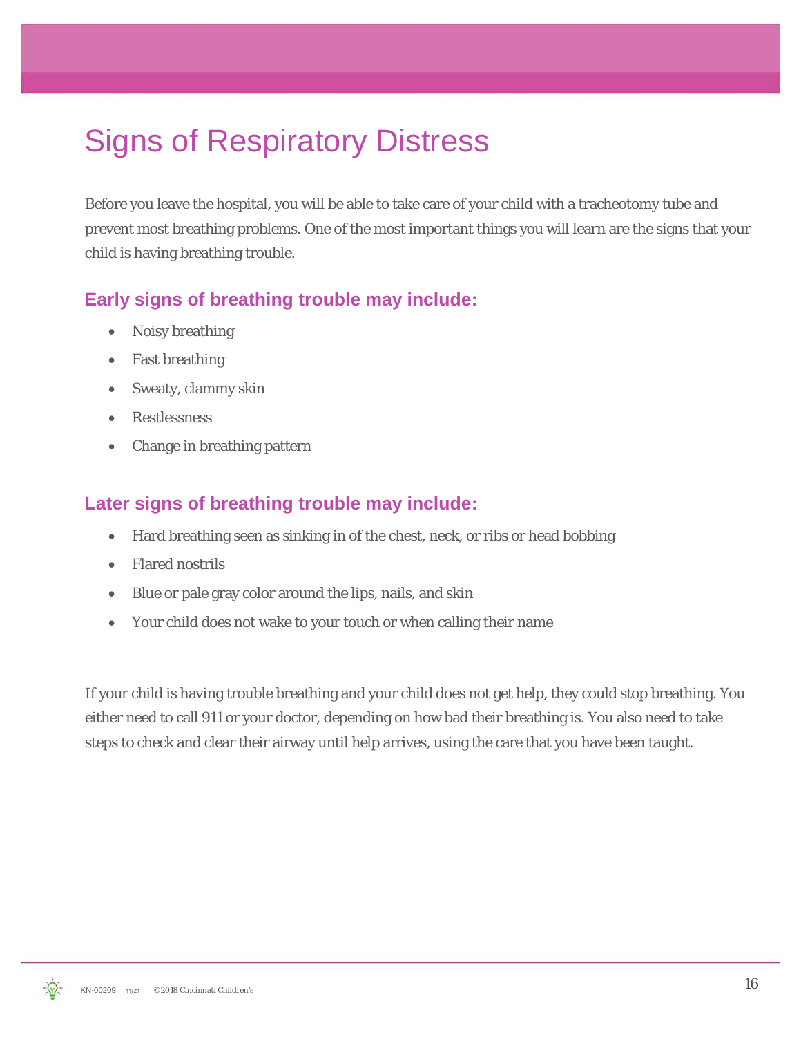# Signs of Respiratory Distress

Before you leave the hospital, you will be able to take care of your child with a tracheotomy tube and prevent most breathing problems. One of the most important things you will learn are the signs that your child is having breathing trouble.

## Early signs of breathing trouble may include:

- Noisy breathing
- Fast breathing
- Sweaty, clammy skin
- Restlessness
- Change in breathing pattern

## Later signs of breathing trouble may include:

- Hard breathing seen as sinking in of the chest, neck, or ribs or head bobbing
- Flared nostrils
- Blue or pale gray color around the lips, nails, and skin
- Your child does not wake to your touch or when calling their name

If your child is having trouble breathing and your child does not get help, they could stop breathing. You either need to call 911 or your doctor, depending on how bad their breathing is. You also need to take steps to check and clear their airway until help arrives, using the care that you have been taught.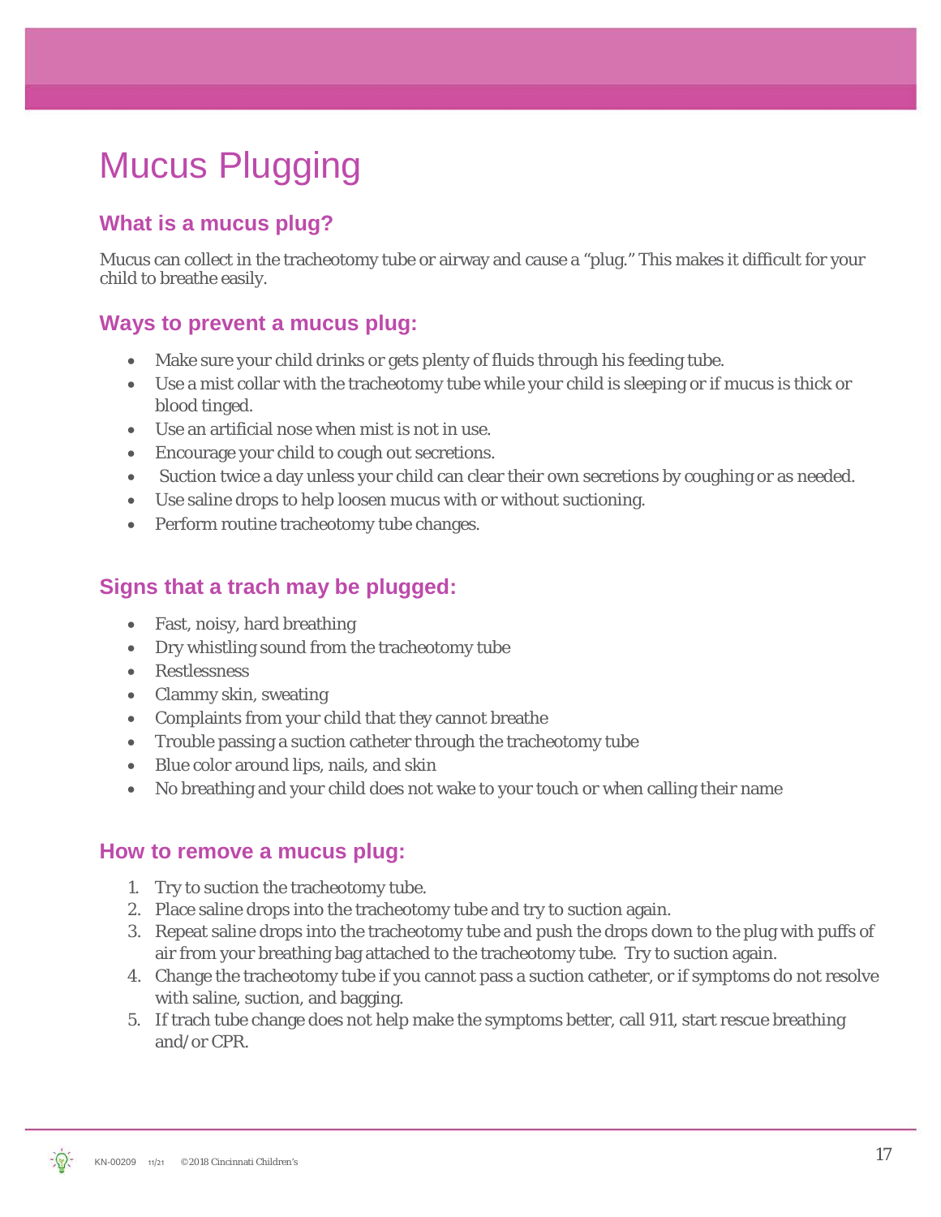# Mucus Plugging

## What is a mucus plug?

Mucus can collect in the tracheotomy tube or airway and cause a "plug." This makes it difficult for your child to breathe easily.

## Ways to prevent a mucus plug:

- Make sure your child drinks or gets plenty of fluids through his feeding tube.
- Use a mist collar with the tracheotomy tube while your child is sleeping or if mucus is thick or blood tinged.
- Use an artificial nose when mist is not in use.
- Encourage your child to cough out secretions.
- Suction twice a day unless your child can clear their own secretions by coughing or as needed.
- Use saline drops to help loosen mucus with or without suctioning.
- Perform routine tracheotomy tube changes.

## Signs that a trach may be plugged:

- Fast, noisy, hard breathing
- Dry whistling sound from the tracheotomy tube
- Restlessness
- Clammy skin, sweating
- Complaints from your child that they cannot breathe
- Trouble passing a suction catheter through the tracheotomy tube
- Blue color around lips, nails, and skin
- No breathing and your child does not wake to your touch or when calling their name

## How to remove a mucus plug:

1. Try to suction the tracheotomy tube.
2. Place saline drops into the tracheotomy tube and try to suction again.
3. Repeat saline drops into the tracheotomy tube and push the drops down to the plug with puffs of air from your breathing bag attached to the tracheotomy tube. Try to suction again.
4. Change the tracheotomy tube if you cannot pass a suction catheter, or if symptoms do not resolve with saline, suction, and bagging.
5. If trach tube change does not help make the symptoms better, call 911, start rescue breathing and/or CPR.

KN-00209 11/21 ©2018 Cincinnati Children's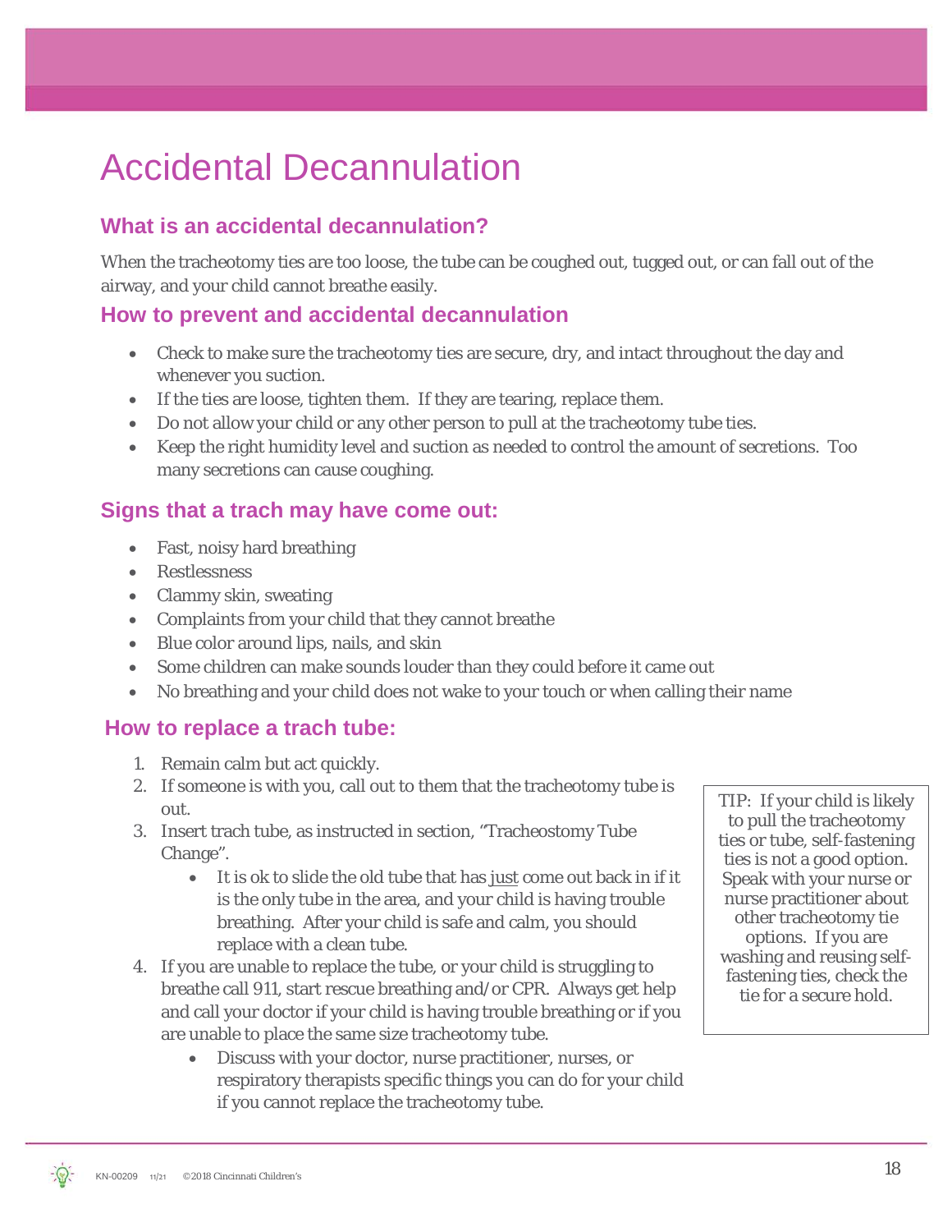# Accidental Decannulation

## What is an accidental decannulation?

When the tracheotomy ties are too loose, the tube can be coughed out, tugged out, or can fall out of the airway, and your child cannot breathe easily.

## How to prevent and accidental decannulation

- Check to make sure the tracheotomy ties are secure, dry, and intact throughout the day and whenever you suction.
- If the ties are loose, tighten them. If they are tearing, replace them.
- Do not allow your child or any other person to pull at the tracheotomy tube ties.
- Keep the right humidity level and suction as needed to control the amount of secretions. Too many secretions can cause coughing.

## Signs that a trach may have come out:

- Fast, noisy hard breathing
- Restlessness
- Clammy skin, sweating
- Complaints from your child that they cannot breathe
- Blue color around lips, nails, and skin
- Some children can make sounds louder than they could before it came out
- No breathing and your child does not wake to your touch or when calling their name

## How to replace a trach tube:

1. Remain calm but act quickly.
2. If someone is with you, call out to them that the tracheotomy tube is out.
3. Insert trach tube, as instructed in section, "Tracheostomy Tube Change".
   - It is ok to slide the old tube that has just come out back in if it is the only tube in the area, and your child is having trouble breathing. After your child is safe and calm, you should replace with a clean tube.
4. If you are unable to replace the tube, or your child is struggling to breathe call 911, start rescue breathing and/or CPR. Always get help and call your doctor if your child is having trouble breathing or if you are unable to place the same size tracheotomy tube.
   - Discuss with your doctor, nurse practitioner, nurses, or respiratory therapists specific things you can do for your child if you cannot replace the tracheotomy tube.

> TIP: If your child is likely to pull the tracheotomy ties or tube, self-fastening ties is not a good option. Speak with your nurse or nurse practitioner about other tracheotomy tie options. If you are washing and reusing self-fastening ties, check the tie for a secure hold.

KN-00209 11/21 ©2018 Cincinnati Children's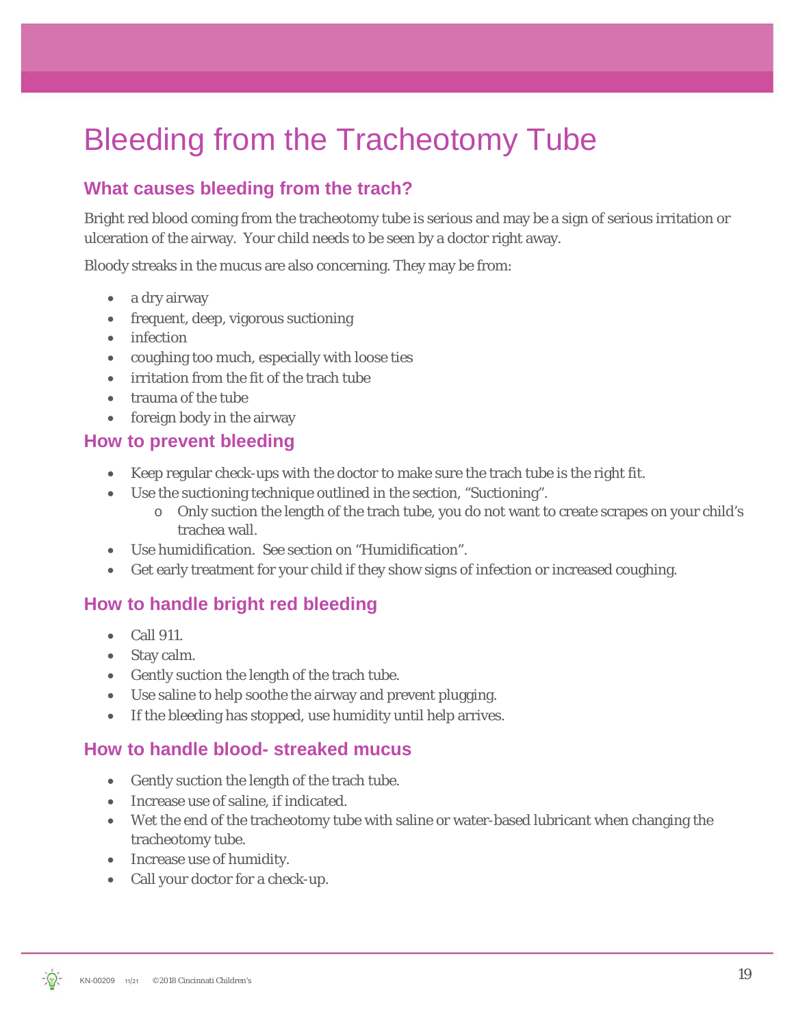# Bleeding from the Tracheotomy Tube

## What causes bleeding from the trach?

Bright red blood coming from the tracheotomy tube is serious and may be a sign of serious irritation or ulceration of the airway. Your child needs to be seen by a doctor right away.

Bloody streaks in the mucus are also concerning. They may be from:

- a dry airway
- frequent, deep, vigorous suctioning
- infection
- coughing too much, especially with loose ties
- irritation from the fit of the trach tube
- trauma of the tube
- foreign body in the airway

## How to prevent bleeding

- Keep regular check-ups with the doctor to make sure the trach tube is the right fit.
- Use the suctioning technique outlined in the section, "Suctioning".
  - Only suction the length of the trach tube, you do not want to create scrapes on your child's trachea wall.
- Use humidification. See section on "Humidification".
- Get early treatment for your child if they show signs of infection or increased coughing.

## How to handle bright red bleeding

- Call 911.
- Stay calm.
- Gently suction the length of the trach tube.
- Use saline to help soothe the airway and prevent plugging.
- If the bleeding has stopped, use humidity until help arrives.

## How to handle blood- streaked mucus

- Gently suction the length of the trach tube.
- Increase use of saline, if indicated.
- Wet the end of the tracheotomy tube with saline or water-based lubricant when changing the tracheotomy tube.
- Increase use of humidity.
- Call your doctor for a check-up.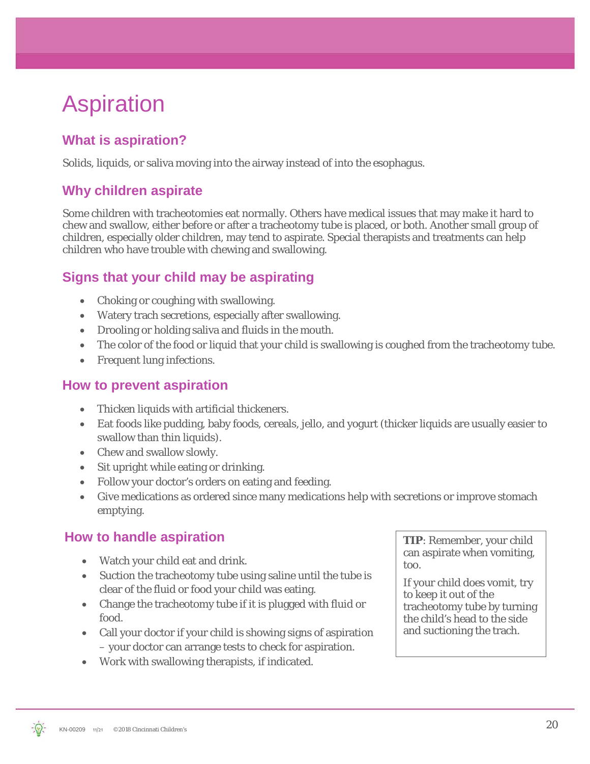# Aspiration

## What is aspiration?

Solids, liquids, or saliva moving into the airway instead of into the esophagus.

## Why children aspirate

Some children with tracheotomies eat normally. Others have medical issues that may make it hard to chew and swallow, either before or after a tracheotomy tube is placed, or both. Another small group of children, especially older children, may tend to aspirate. Special therapists and treatments can help children who have trouble with chewing and swallowing.

## Signs that your child may be aspirating

- Choking or coughing with swallowing.
- Watery trach secretions, especially after swallowing.
- Drooling or holding saliva and fluids in the mouth.
- The color of the food or liquid that your child is swallowing is coughed from the tracheotomy tube.
- Frequent lung infections.

## How to prevent aspiration

- Thicken liquids with artificial thickeners.
- Eat foods like pudding, baby foods, cereals, jello, and yogurt (thicker liquids are usually easier to swallow than thin liquids).
- Chew and swallow slowly.
- Sit upright while eating or drinking.
- Follow your doctor's orders on eating and feeding.
- Give medications as ordered since many medications help with secretions or improve stomach emptying.

## How to handle aspiration

- Watch your child eat and drink.
- Suction the tracheotomy tube using saline until the tube is clear of the fluid or food your child was eating.
- Change the tracheotomy tube if it is plugged with fluid or food.
- Call your doctor if your child is showing signs of aspiration – your doctor can arrange tests to check for aspiration.
- Work with swallowing therapists, if indicated.

> **TIP**: Remember, your child can aspirate when vomiting, too.
>
> If your child does vomit, try to keep it out of the tracheotomy tube by turning the child's head to the side and suctioning the trach.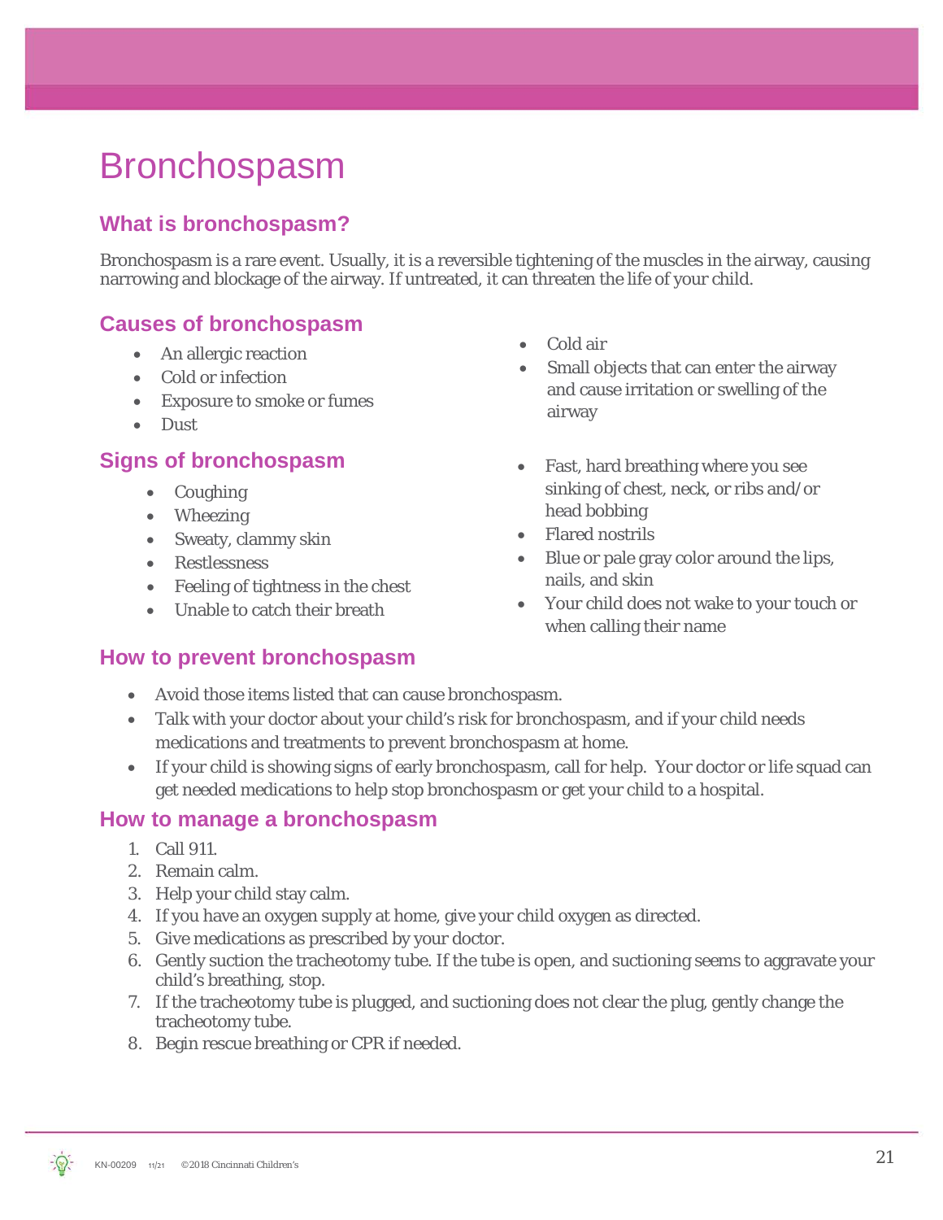# Bronchospasm

## What is bronchospasm?

Bronchospasm is a rare event. Usually, it is a reversible tightening of the muscles in the airway, causing narrowing and blockage of the airway. If untreated, it can threaten the life of your child.

## Causes of bronchospasm

- An allergic reaction
- Cold or infection
- Exposure to smoke or fumes
- Dust
- Cold air
- Small objects that can enter the airway and cause irritation or swelling of the airway

## Signs of bronchospasm

- Coughing
- Wheezing
- Sweaty, clammy skin
- Restlessness
- Feeling of tightness in the chest
- Unable to catch their breath
- Fast, hard breathing where you see sinking of chest, neck, or ribs and/or head bobbing
- Flared nostrils
- Blue or pale gray color around the lips, nails, and skin
- Your child does not wake to your touch or when calling their name

## How to prevent bronchospasm

- Avoid those items listed that can cause bronchospasm.
- Talk with your doctor about your child's risk for bronchospasm, and if your child needs medications and treatments to prevent bronchospasm at home.
- If your child is showing signs of early bronchospasm, call for help. Your doctor or life squad can get needed medications to help stop bronchospasm or get your child to a hospital.

## How to manage a bronchospasm

1. Call 911.
2. Remain calm.
3. Help your child stay calm.
4. If you have an oxygen supply at home, give your child oxygen as directed.
5. Give medications as prescribed by your doctor.
6. Gently suction the tracheotomy tube. If the tube is open, and suctioning seems to aggravate your child's breathing, stop.
7. If the tracheotomy tube is plugged, and suctioning does not clear the plug, gently change the tracheotomy tube.
8. Begin rescue breathing or CPR if needed.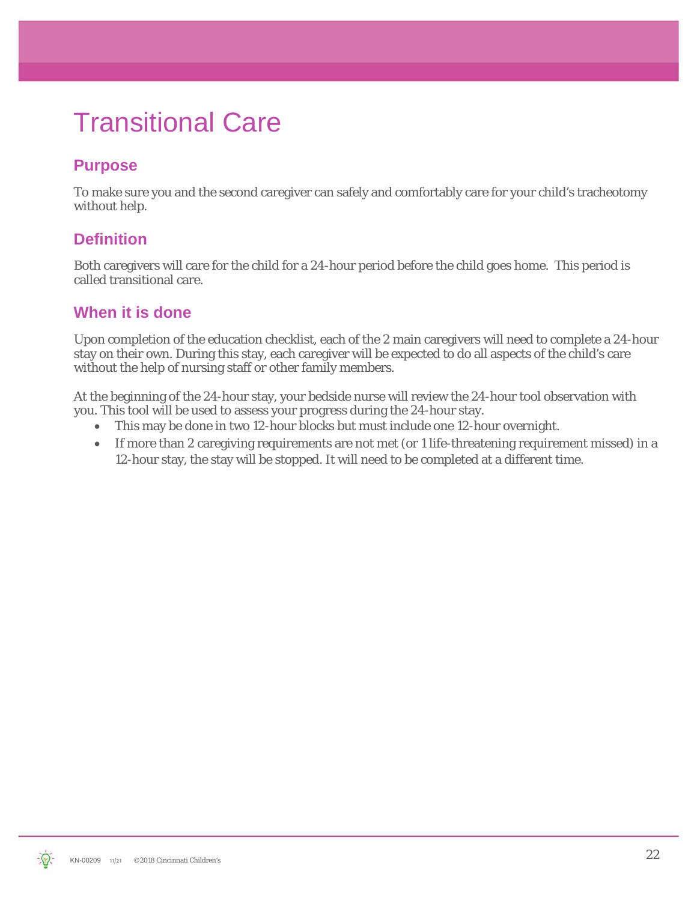# Transitional Care

## Purpose

To make sure you and the second caregiver can safely and comfortably care for your child's tracheotomy without help.

## Definition

Both caregivers will care for the child for a 24-hour period before the child goes home. This period is called transitional care.

## When it is done

Upon completion of the education checklist, each of the 2 main caregivers will need to complete a 24-hour stay on their own. During this stay, each caregiver will be expected to do all aspects of the child's care without the help of nursing staff or other family members.

At the beginning of the 24-hour stay, your bedside nurse will review the 24-hour tool observation with you. This tool will be used to assess your progress during the 24-hour stay.

- This may be done in two 12-hour blocks but must include one 12-hour overnight.
- If more than 2 caregiving requirements are not met (or 1 life-threatening requirement missed) in a 12-hour stay, the stay will be stopped. It will need to be completed at a different time.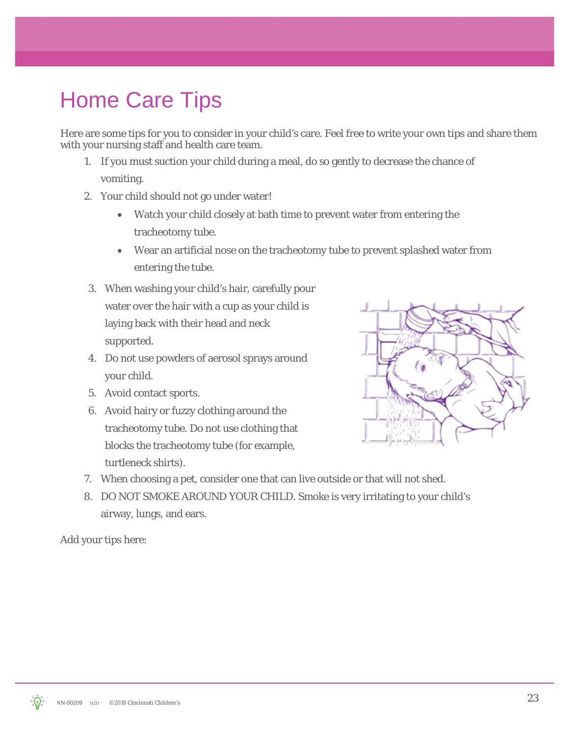# Home Care Tips

Here are some tips for you to consider in your child's care. Feel free to write your own tips and share them with your nursing staff and health care team.

1. If you must suction your child during a meal, do so gently to decrease the chance of vomiting.
2. Your child should not go under water!
   - Watch your child closely at bath time to prevent water from entering the tracheotomy tube.
   - Wear an artificial nose on the tracheotomy tube to prevent splashed water from entering the tube.
3. When washing your child's hair, carefully pour water over the hair with a cup as your child is laying back with their head and neck supported.
4. Do not use powders of aerosol sprays around your child.
5. Avoid contact sports.
6. Avoid hairy or fuzzy clothing around the tracheotomy tube. Do not use clothing that blocks the tracheotomy tube (for example, turtleneck shirts).
7. When choosing a pet, consider one that can live outside or that will not shed.
8. DO NOT SMOKE AROUND YOUR CHILD. Smoke is very irritating to your child's airway, lungs, and ears.

Add your tips here: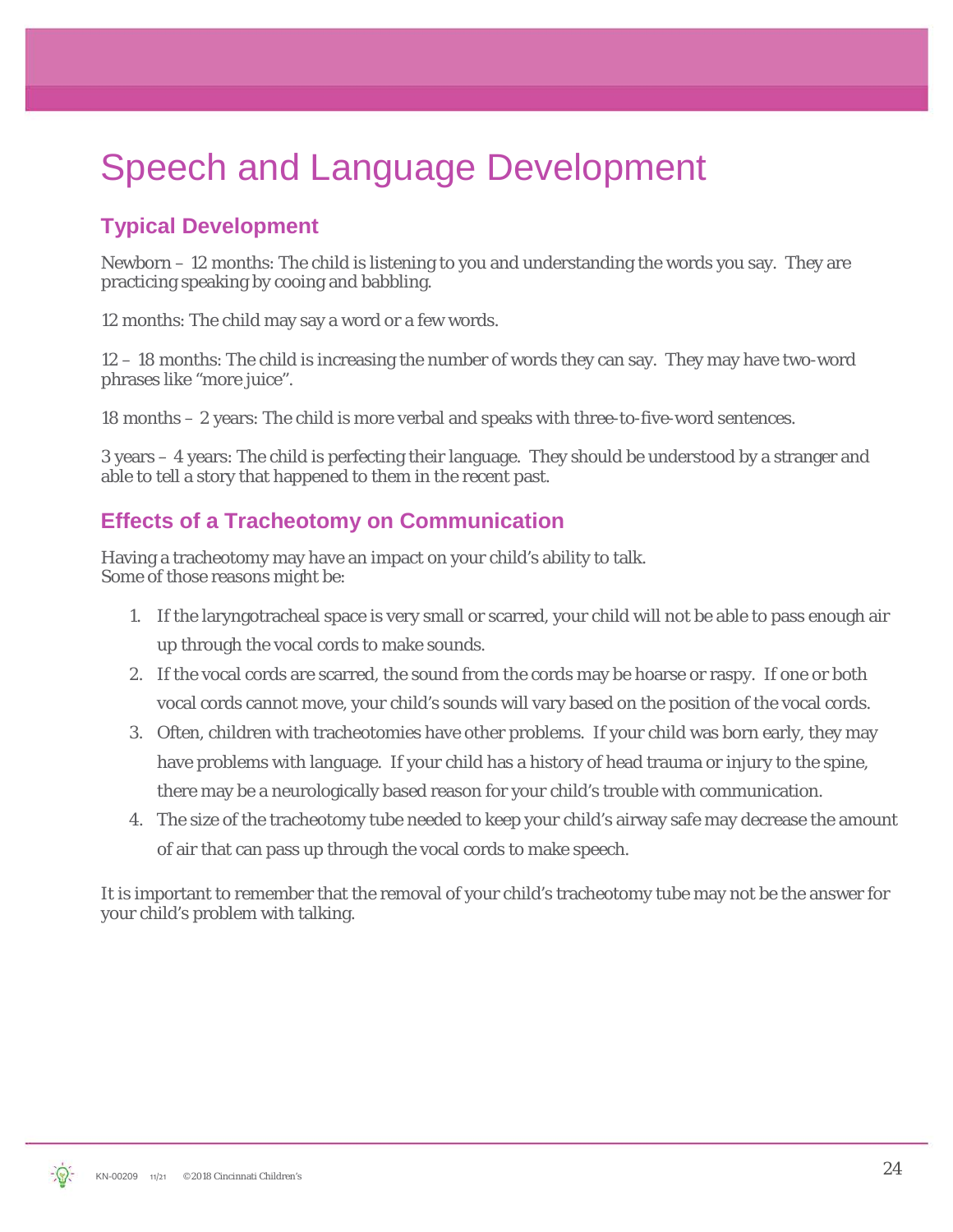# Speech and Language Development

## Typical Development

Newborn – 12 months: The child is listening to you and understanding the words you say. They are practicing speaking by cooing and babbling.

12 months: The child may say a word or a few words.

12 – 18 months: The child is increasing the number of words they can say. They may have two-word phrases like "more juice".

18 months – 2 years: The child is more verbal and speaks with three-to-five-word sentences.

3 years – 4 years: The child is perfecting their language. They should be understood by a stranger and able to tell a story that happened to them in the recent past.

## Effects of a Tracheotomy on Communication

Having a tracheotomy may have an impact on your child's ability to talk.
Some of those reasons might be:

1. If the laryngotracheal space is very small or scarred, your child will not be able to pass enough air up through the vocal cords to make sounds.
2. If the vocal cords are scarred, the sound from the cords may be hoarse or raspy. If one or both vocal cords cannot move, your child's sounds will vary based on the position of the vocal cords.
3. Often, children with tracheotomies have other problems. If your child was born early, they may have problems with language. If your child has a history of head trauma or injury to the spine, there may be a neurologically based reason for your child's trouble with communication.
4. The size of the tracheotomy tube needed to keep your child's airway safe may decrease the amount of air that can pass up through the vocal cords to make speech.

It is important to remember that the removal of your child's tracheotomy tube may not be the answer for your child's problem with talking.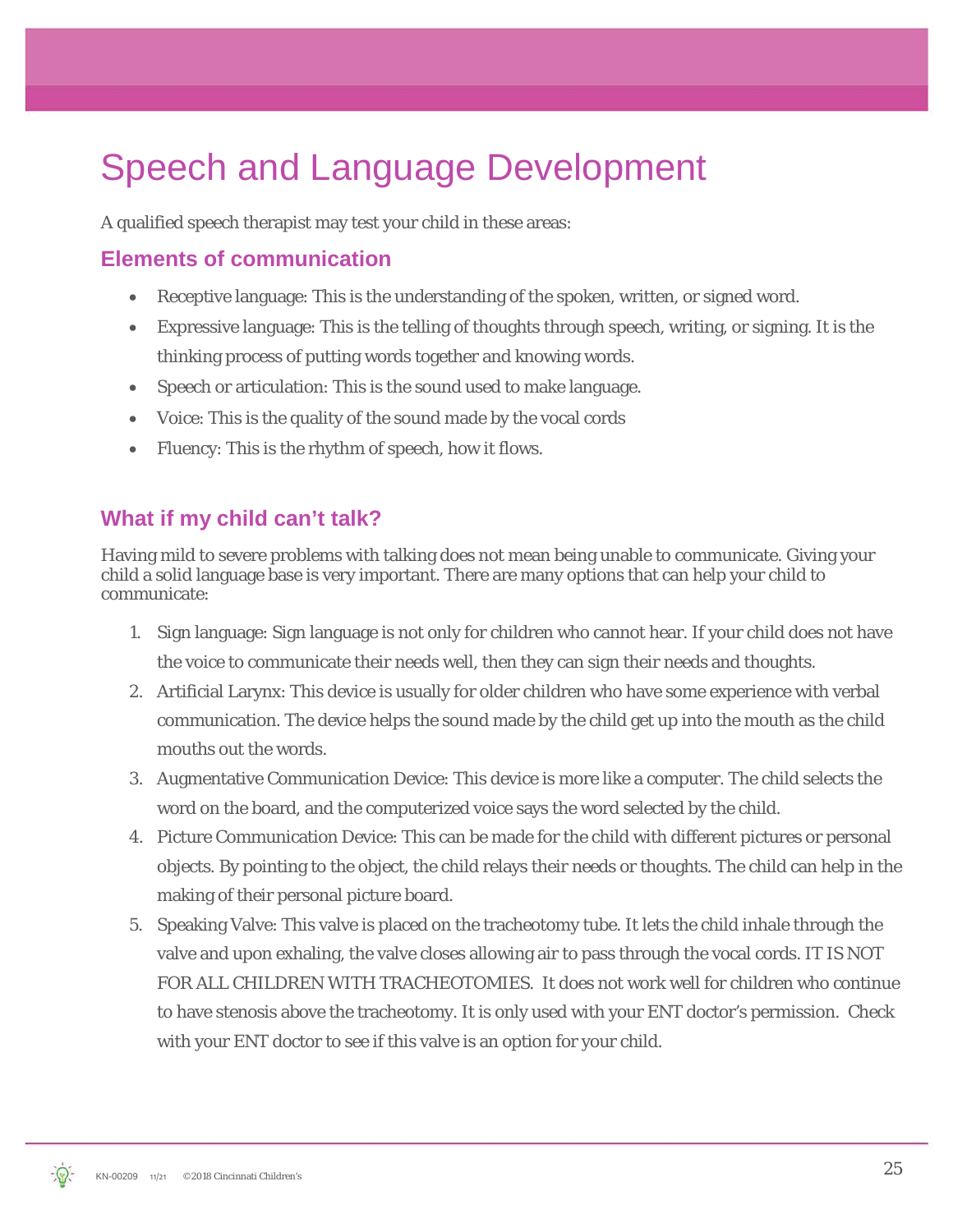# Speech and Language Development

A qualified speech therapist may test your child in these areas:

## Elements of communication

- Receptive language: This is the understanding of the spoken, written, or signed word.
- Expressive language: This is the telling of thoughts through speech, writing, or signing. It is the thinking process of putting words together and knowing words.
- Speech or articulation: This is the sound used to make language.
- Voice: This is the quality of the sound made by the vocal cords
- Fluency: This is the rhythm of speech, how it flows.

## What if my child can't talk?

Having mild to severe problems with talking does not mean being unable to communicate. Giving your child a solid language base is very important. There are many options that can help your child to communicate:

1. Sign language: Sign language is not only for children who cannot hear. If your child does not have the voice to communicate their needs well, then they can sign their needs and thoughts.
2. Artificial Larynx: This device is usually for older children who have some experience with verbal communication. The device helps the sound made by the child get up into the mouth as the child mouths out the words.
3. Augmentative Communication Device: This device is more like a computer. The child selects the word on the board, and the computerized voice says the word selected by the child.
4. Picture Communication Device: This can be made for the child with different pictures or personal objects. By pointing to the object, the child relays their needs or thoughts. The child can help in the making of their personal picture board.
5. Speaking Valve: This valve is placed on the tracheotomy tube. It lets the child inhale through the valve and upon exhaling, the valve closes allowing air to pass through the vocal cords. IT IS NOT FOR ALL CHILDREN WITH TRACHEOTOMIES. It does not work well for children who continue to have stenosis above the tracheotomy. It is only used with your ENT doctor's permission. Check with your ENT doctor to see if this valve is an option for your child.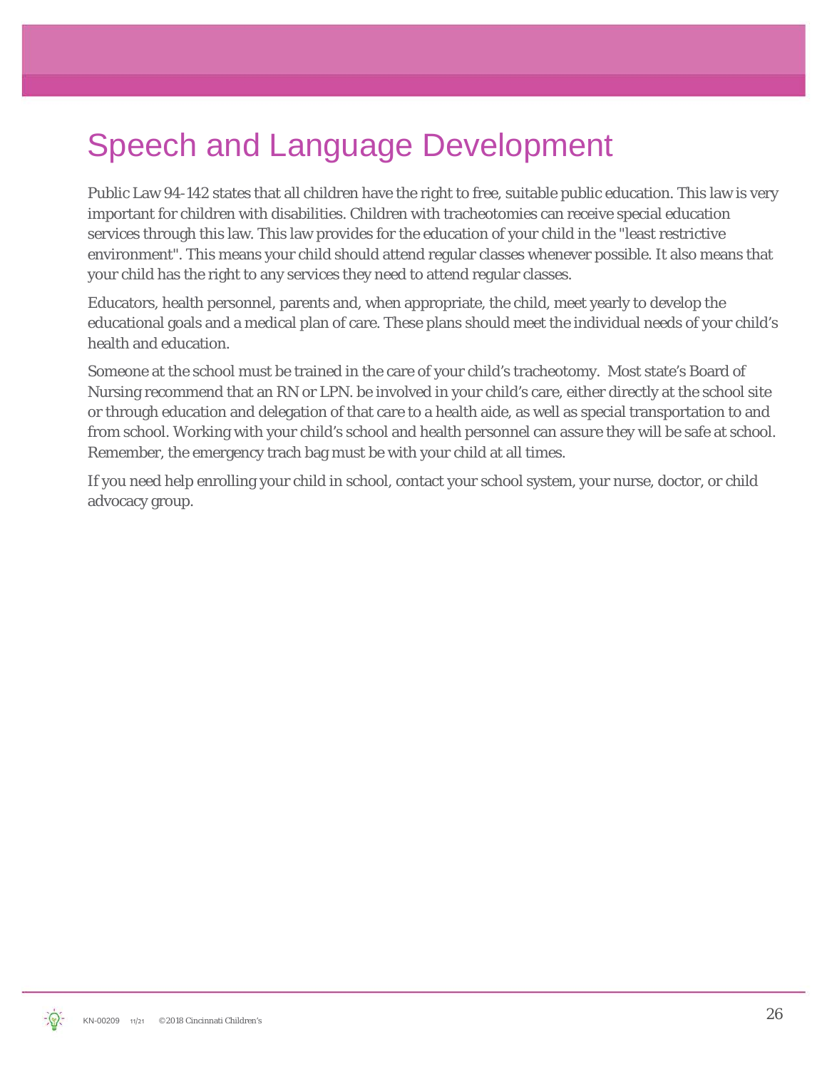# Speech and Language Development

Public Law 94-142 states that all children have the right to free, suitable public education. This law is very important for children with disabilities. Children with tracheotomies can receive special education services through this law. This law provides for the education of your child in the "least restrictive environment". This means your child should attend regular classes whenever possible. It also means that your child has the right to any services they need to attend regular classes.

Educators, health personnel, parents and, when appropriate, the child, meet yearly to develop the educational goals and a medical plan of care. These plans should meet the individual needs of your child's health and education.

Someone at the school must be trained in the care of your child's tracheotomy.  Most state's Board of Nursing recommend that an RN or LPN. be involved in your child's care, either directly at the school site or through education and delegation of that care to a health aide, as well as special transportation to and from school. Working with your child's school and health personnel can assure they will be safe at school. Remember, the emergency trach bag must be with your child at all times.

If you need help enrolling your child in school, contact your school system, your nurse, doctor, or child advocacy group.